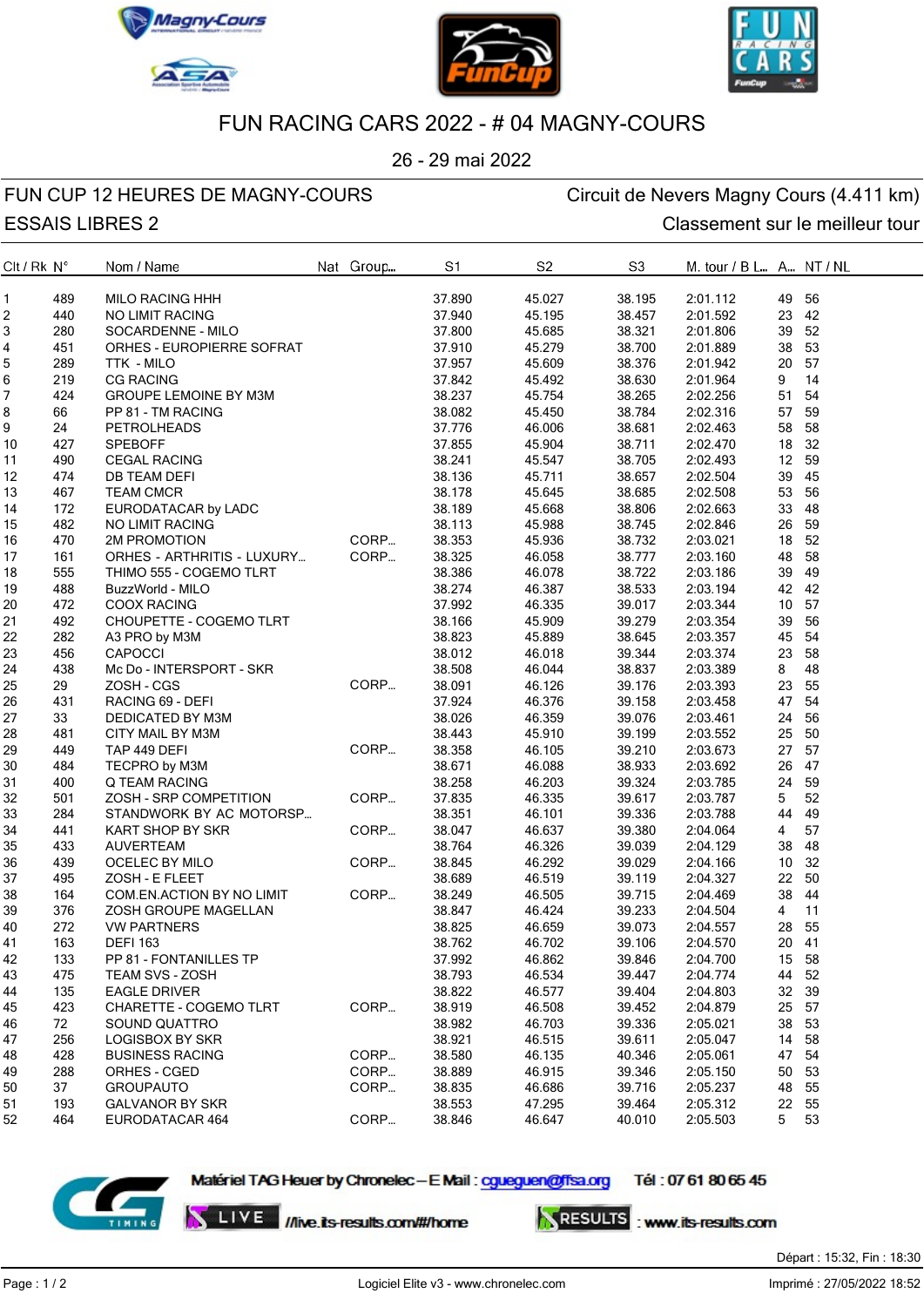# FUN RACING CARS 2022 - # 04 MAGNY-COURS

26 - 29 mai 2022

FUN CUP 12 HEURES DE MAGNY-COURS — Circuit de Nevers Magny Cours (4.411 km)

ESSAIS LIBRES 2 — Classement sur le meilleur tour

| Clt / Rk | N° | Nom / Name | Nat | Group... | S1 | S2 | S3 | M. tour / B L... | A... | NT / NL |
|---|---|---|---|---|---|---|---|---|---|---|
| 1 | 489 | MILO RACING HHH | | | 37.890 | 45.027 | 38.195 | 2:01.112 | 49 | 56 |
| 2 | 440 | NO LIMIT RACING | | | 37.940 | 45.195 | 38.457 | 2:01.592 | 23 | 42 |
| 3 | 280 | SOCARDENNE - MILO | | | 37.800 | 45.685 | 38.321 | 2:01.806 | 39 | 52 |
| 4 | 451 | ORHES - EUROPIERRE SOFRAT | | | 37.910 | 45.279 | 38.700 | 2:01.889 | 38 | 53 |
| 5 | 289 | TTK - MILO | | | 37.957 | 45.609 | 38.376 | 2:01.942 | 20 | 57 |
| 6 | 219 | CG RACING | | | 37.842 | 45.492 | 38.630 | 2:01.964 | 9 | 14 |
| 7 | 424 | GROUPE LEMOINE BY M3M | | | 38.237 | 45.754 | 38.265 | 2:02.256 | 51 | 54 |
| 8 | 66 | PP 81 - TM RACING | | | 38.082 | 45.450 | 38.784 | 2:02.316 | 57 | 59 |
| 9 | 24 | PETROLHEADS | | | 37.776 | 46.006 | 38.681 | 2:02.463 | 58 | 58 |
| 10 | 427 | SPEBOFF | | | 37.855 | 45.904 | 38.711 | 2:02.470 | 18 | 32 |
| 11 | 490 | CEGAL RACING | | | 38.241 | 45.547 | 38.705 | 2:02.493 | 12 | 59 |
| 12 | 474 | DB TEAM DEFI | | | 38.136 | 45.711 | 38.657 | 2:02.504 | 39 | 45 |
| 13 | 467 | TEAM CMCR | | | 38.178 | 45.645 | 38.685 | 2:02.508 | 53 | 56 |
| 14 | 172 | EURODATACAR by LADC | | | 38.189 | 45.668 | 38.806 | 2:02.663 | 33 | 48 |
| 15 | 482 | NO LIMIT RACING | | | 38.113 | 45.988 | 38.745 | 2:02.846 | 26 | 59 |
| 16 | 470 | 2M PROMOTION | | CORP... | 38.353 | 45.936 | 38.732 | 2:03.021 | 18 | 52 |
| 17 | 161 | ORHES - ARTHRITIS - LUXURY... | | CORP... | 38.325 | 46.058 | 38.777 | 2:03.160 | 48 | 58 |
| 18 | 555 | THIMO 555 - COGEMO TLRT | | | 38.386 | 46.078 | 38.722 | 2:03.186 | 39 | 49 |
| 19 | 488 | BuzzWorld - MILO | | | 38.274 | 46.387 | 38.533 | 2:03.194 | 42 | 42 |
| 20 | 472 | COOX RACING | | | 37.992 | 46.335 | 39.017 | 2:03.344 | 10 | 57 |
| 21 | 492 | CHOUPETTE - COGEMO TLRT | | | 38.166 | 45.909 | 39.279 | 2:03.354 | 39 | 56 |
| 22 | 282 | A3 PRO by M3M | | | 38.823 | 45.889 | 38.645 | 2:03.357 | 45 | 54 |
| 23 | 456 | CAPOCCI | | | 38.012 | 46.018 | 39.344 | 2:03.374 | 23 | 58 |
| 24 | 438 | Mc Do - INTERSPORT - SKR | | | 38.508 | 46.044 | 38.837 | 2:03.389 | 8 | 48 |
| 25 | 29 | ZOSH - CGS | | CORP... | 38.091 | 46.126 | 39.176 | 2:03.393 | 23 | 55 |
| 26 | 431 | RACING 69 - DEFI | | | 37.924 | 46.376 | 39.158 | 2:03.458 | 47 | 54 |
| 27 | 33 | DEDICATED BY M3M | | | 38.026 | 46.359 | 39.076 | 2:03.461 | 24 | 56 |
| 28 | 481 | CITY MAIL BY M3M | | | 38.443 | 45.910 | 39.199 | 2:03.552 | 25 | 50 |
| 29 | 449 | TAP 449 DEFI | | CORP... | 38.358 | 46.105 | 39.210 | 2:03.673 | 27 | 57 |
| 30 | 484 | TECPRO by M3M | | | 38.671 | 46.088 | 38.933 | 2:03.692 | 26 | 47 |
| 31 | 400 | Q TEAM RACING | | | 38.258 | 46.203 | 39.324 | 2:03.785 | 24 | 59 |
| 32 | 501 | ZOSH - SRP COMPETITION | | CORP... | 37.835 | 46.335 | 39.617 | 2:03.787 | 5 | 52 |
| 33 | 284 | STANDWORK BY AC MOTORSP... | | | 38.351 | 46.101 | 39.336 | 2:03.788 | 44 | 49 |
| 34 | 441 | KART SHOP BY SKR | | CORP... | 38.047 | 46.637 | 39.380 | 2:04.064 | 4 | 57 |
| 35 | 433 | AUVERTEAM | | | 38.764 | 46.326 | 39.039 | 2:04.129 | 38 | 48 |
| 36 | 439 | OCELEC BY MILO | | CORP... | 38.845 | 46.292 | 39.029 | 2:04.166 | 10 | 32 |
| 37 | 495 | ZOSH - E FLEET | | | 38.689 | 46.519 | 39.119 | 2:04.327 | 22 | 50 |
| 38 | 164 | COM.EN.ACTION BY NO LIMIT | | CORP... | 38.249 | 46.505 | 39.715 | 2:04.469 | 38 | 44 |
| 39 | 376 | ZOSH GROUPE MAGELLAN | | | 38.847 | 46.424 | 39.233 | 2:04.504 | 4 | 11 |
| 40 | 272 | VW PARTNERS | | | 38.825 | 46.659 | 39.073 | 2:04.557 | 28 | 55 |
| 41 | 163 | DEFI 163 | | | 38.762 | 46.702 | 39.106 | 2:04.570 | 20 | 41 |
| 42 | 133 | PP 81 - FONTANILLES TP | | | 37.992 | 46.862 | 39.846 | 2:04.700 | 15 | 58 |
| 43 | 475 | TEAM SVS - ZOSH | | | 38.793 | 46.534 | 39.447 | 2:04.774 | 44 | 52 |
| 44 | 135 | EAGLE DRIVER | | | 38.822 | 46.577 | 39.404 | 2:04.803 | 32 | 39 |
| 45 | 423 | CHARETTE - COGEMO TLRT | | CORP... | 38.919 | 46.508 | 39.452 | 2:04.879 | 25 | 57 |
| 46 | 72 | SOUND QUATTRO | | | 38.982 | 46.703 | 39.336 | 2:05.021 | 38 | 53 |
| 47 | 256 | LOGISBOX BY SKR | | | 38.921 | 46.515 | 39.611 | 2:05.047 | 14 | 58 |
| 48 | 428 | BUSINESS RACING | | CORP... | 38.580 | 46.135 | 40.346 | 2:05.061 | 47 | 54 |
| 49 | 288 | ORHES - CGED | | CORP... | 38.889 | 46.915 | 39.346 | 2:05.150 | 50 | 53 |
| 50 | 37 | GROUPAUTO | | CORP... | 38.835 | 46.686 | 39.716 | 2:05.237 | 48 | 55 |
| 51 | 193 | GALVANOR BY SKR | | | 38.553 | 47.295 | 39.464 | 2:05.312 | 22 | 55 |
| 52 | 464 | EURODATACAR 464 | | CORP... | 38.846 | 46.647 | 40.010 | 2:05.503 | 5 | 53 |

Matériel TAG Heuer by Chronelec – E Mail : cgueguen@ffsa.org Tél : 07 61 80 65 45

LIVE //live.its-results.com/#/home

RESULTS : www.its-results.com

Départ : 15:32, Fin : 18:30

Logiciel Elite v3 - www.chronelec.com

Imprimé : 27/05/2022 18:52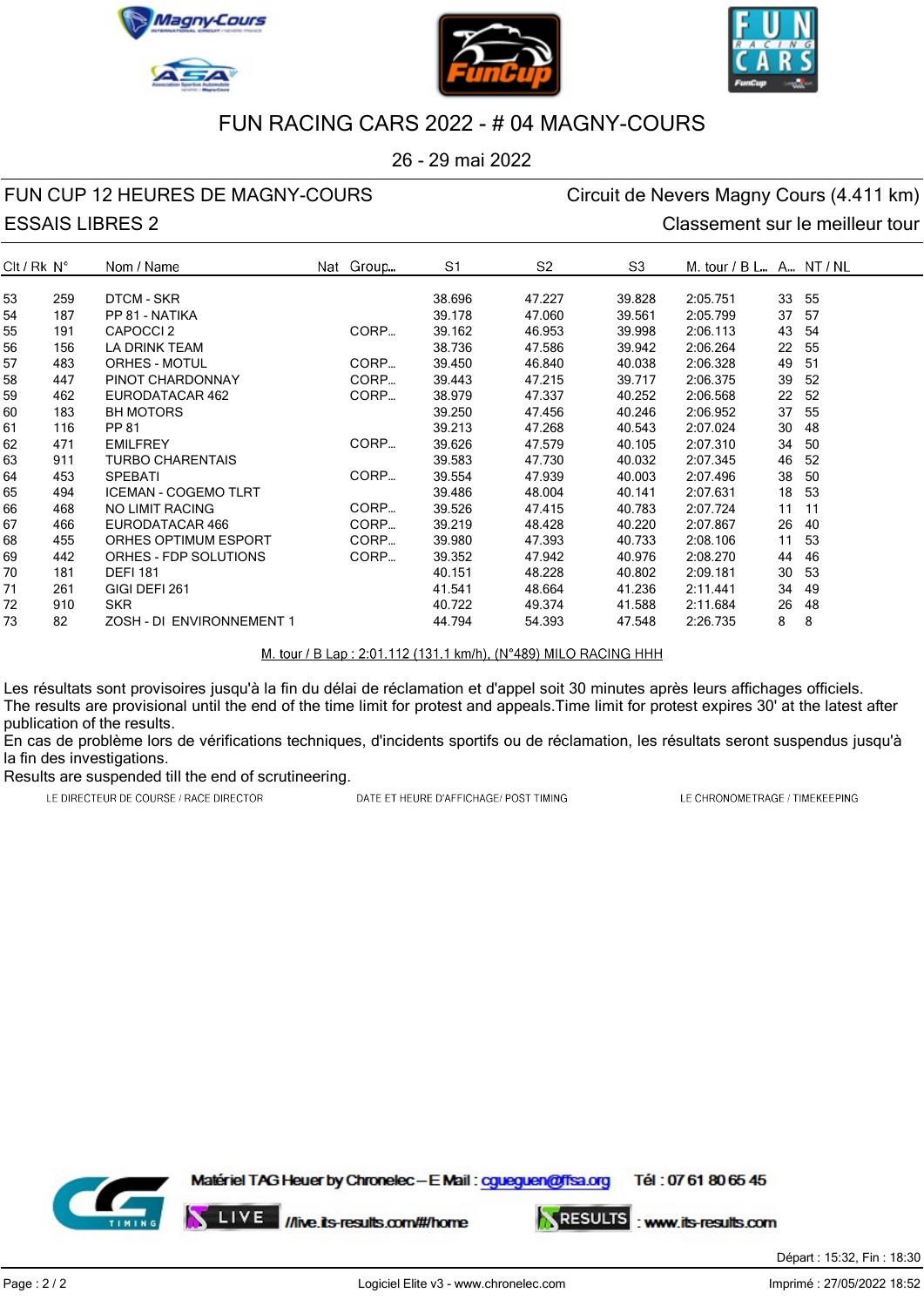# FUN RACING CARS 2022 - # 04 MAGNY-COURS

26 - 29 mai 2022

FUN CUP 12 HEURES DE MAGNY-COURS — Circuit de Nevers Magny Cours (4.411 km)

ESSAIS LIBRES 2 — Classement sur le meilleur tour

| Clt / Rk | N° | Nom / Name | Nat | Group... | S1 | S2 | S3 | M. tour / B L... | A... | NT / NL |
|---|---|---|---|---|---|---|---|---|---|---|
| 53 | 259 | DTCM - SKR | | | 38.696 | 47.227 | 39.828 | 2:05.751 | 33 | 55 |
| 54 | 187 | PP 81 - NATIKA | | | 39.178 | 47.060 | 39.561 | 2:05.799 | 37 | 57 |
| 55 | 191 | CAPOCCI 2 | | CORP... | 39.162 | 46.953 | 39.998 | 2:06.113 | 43 | 54 |
| 56 | 156 | LA DRINK TEAM | | | 38.736 | 47.586 | 39.942 | 2:06.264 | 22 | 55 |
| 57 | 483 | ORHES - MOTUL | | CORP... | 39.450 | 46.840 | 40.038 | 2:06.328 | 49 | 51 |
| 58 | 447 | PINOT CHARDONNAY | | CORP... | 39.443 | 47.215 | 39.717 | 2:06.375 | 39 | 52 |
| 59 | 462 | EURODATACAR 462 | | CORP... | 38.979 | 47.337 | 40.252 | 2:06.568 | 22 | 52 |
| 60 | 183 | BH MOTORS | | | 39.250 | 47.456 | 40.246 | 2:06.952 | 37 | 55 |
| 61 | 116 | PP 81 | | | 39.213 | 47.268 | 40.543 | 2:07.024 | 30 | 48 |
| 62 | 471 | EMILFREY | | CORP... | 39.626 | 47.579 | 40.105 | 2:07.310 | 34 | 50 |
| 63 | 911 | TURBO CHARENTAIS | | | 39.583 | 47.730 | 40.032 | 2:07.345 | 46 | 52 |
| 64 | 453 | SPEBATI | | CORP... | 39.554 | 47.939 | 40.003 | 2:07.496 | 38 | 50 |
| 65 | 494 | ICEMAN - COGEMO TLRT | | | 39.486 | 48.004 | 40.141 | 2:07.631 | 18 | 53 |
| 66 | 468 | NO LIMIT RACING | | CORP... | 39.526 | 47.415 | 40.783 | 2:07.724 | 11 | 11 |
| 67 | 466 | EURODATACAR 466 | | CORP... | 39.219 | 48.428 | 40.220 | 2:07.867 | 26 | 40 |
| 68 | 455 | ORHES OPTIMUM ESPORT | | CORP... | 39.980 | 47.393 | 40.733 | 2:08.106 | 11 | 53 |
| 69 | 442 | ORHES - FDP SOLUTIONS | | CORP... | 39.352 | 47.942 | 40.976 | 2:08.270 | 44 | 46 |
| 70 | 181 | DEFI 181 | | | 40.151 | 48.228 | 40.802 | 2:09.181 | 30 | 53 |
| 71 | 261 | GIGI DEFI 261 | | | 41.541 | 48.664 | 41.236 | 2:11.441 | 34 | 49 |
| 72 | 910 | SKR | | | 40.722 | 49.374 | 41.588 | 2:11.684 | 26 | 48 |
| 73 | 82 | ZOSH - DI ENVIRONNEMENT 1 | | | 44.794 | 54.393 | 47.548 | 2:26.735 | 8 | 8 |

M. tour / B Lap : 2:01.112 (131.1 km/h), (N°489) MILO RACING HHH

Les résultats sont provisoires jusqu'à la fin du délai de réclamation et d'appel soit 30 minutes après leurs affichages officiels.
The results are provisional until the end of the time limit for protest and appeals.Time limit for protest expires 30' at the latest after publication of the results.
En cas de problème lors de vérifications techniques, d'incidents sportifs ou de réclamation, les résultats seront suspendus jusqu'à la fin des investigations.
Results are suspended till the end of scrutineering.

LE DIRECTEUR DE COURSE / RACE DIRECTOR — DATE ET HEURE D'AFFICHAGE/ POST TIMING — LE CHRONOMETRAGE / TIMEKEEPING

Matériel TAG Heuer by Chronelec – E Mail : cgueguen@ffsa.org Tél : 07 61 80 65 45

LIVE //live.its-results.com/#/home — RESULTS : www.its-results.com

Départ : 15:32, Fin : 18:30

Logiciel Elite v3 - www.chronelec.com — Imprimé : 27/05/2022 18:52